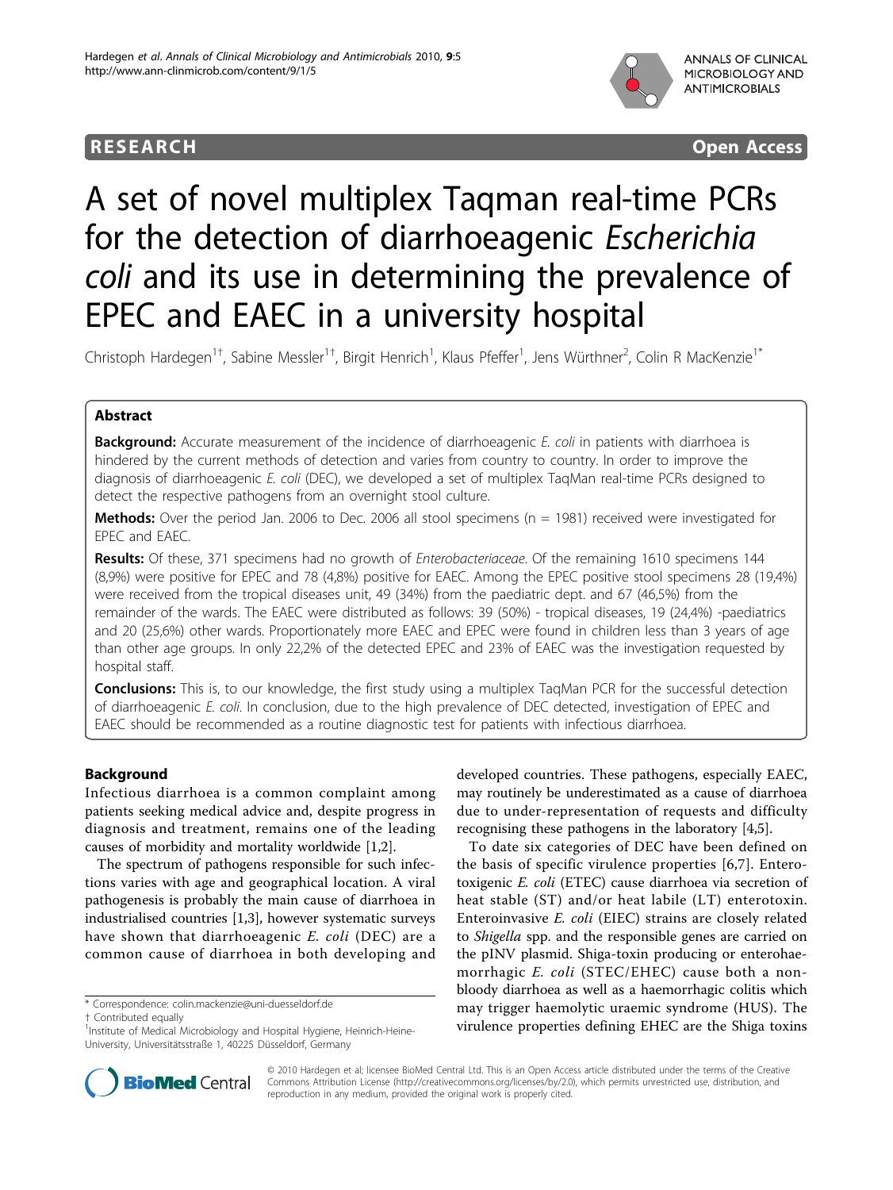**RESEARCH** **Open Access**

# A set of novel multiplex Taqman real-time PCRs for the detection of diarrhoeagenic *Escherichia coli* and its use in determining the prevalence of EPEC and EAEC in a university hospital

Christoph Hardegen[1†], Sabine Messler[1†], Birgit Henrich[1], Klaus Pfeffer[1], Jens Würthner[2], Colin R MacKenzie[1*]

## Abstract

**Background:** Accurate measurement of the incidence of diarrhoeagenic *E. coli* in patients with diarrhoea is hindered by the current methods of detection and varies from country to country. In order to improve the diagnosis of diarrhoeagenic *E. coli* (DEC), we developed a set of multiplex TaqMan real-time PCRs designed to detect the respective pathogens from an overnight stool culture.

**Methods:** Over the period Jan. 2006 to Dec. 2006 all stool specimens (n = 1981) received were investigated for EPEC and EAEC.

**Results:** Of these, 371 specimens had no growth of *Enterobacteriaceae*. Of the remaining 1610 specimens 144 (8,9%) were positive for EPEC and 78 (4,8%) positive for EAEC. Among the EPEC positive stool specimens 28 (19,4%) were received from the tropical diseases unit, 49 (34%) from the paediatric dept. and 67 (46,5%) from the remainder of the wards. The EAEC were distributed as follows: 39 (50%) - tropical diseases, 19 (24,4%) -paediatrics and 20 (25,6%) other wards. Proportionately more EAEC and EPEC were found in children less than 3 years of age than other age groups. In only 22,2% of the detected EPEC and 23% of EAEC was the investigation requested by hospital staff.

**Conclusions:** This is, to our knowledge, the first study using a multiplex TaqMan PCR for the successful detection of diarrhoeagenic *E. coli*. In conclusion, due to the high prevalence of DEC detected, investigation of EPEC and EAEC should be recommended as a routine diagnostic test for patients with infectious diarrhoea.

## Background

Infectious diarrhoea is a common complaint among patients seeking medical advice and, despite progress in diagnosis and treatment, remains one of the leading causes of morbidity and mortality worldwide [1,2].

The spectrum of pathogens responsible for such infections varies with age and geographical location. A viral pathogenesis is probably the main cause of diarrhoea in industrialised countries [1,3], however systematic surveys have shown that diarrhoeagenic *E. coli* (DEC) are a common cause of diarrhoea in both developing and developed countries. These pathogens, especially EAEC, may routinely be underestimated as a cause of diarrhoea due to under-representation of requests and difficulty recognising these pathogens in the laboratory [4,5].

To date six categories of DEC have been defined on the basis of specific virulence properties [6,7]. Enterotoxigenic *E. coli* (ETEC) cause diarrhoea via secretion of heat stable (ST) and/or heat labile (LT) enterotoxin. Enteroinvasive *E. coli* (EIEC) strains are closely related to *Shigella* spp. and the responsible genes are carried on the pINV plasmid. Shiga-toxin producing or enterohaemorrhagic *E. coli* (STEC/EHEC) cause both a non-bloody diarrhoea as well as a haemorrhagic colitis which may trigger haemolytic uraemic syndrome (HUS). The virulence properties defining EHEC are the Shiga toxins

\* Correspondence: colin.mackenzie@uni-duesseldorf.de
† Contributed equally
[1]Institute of Medical Microbiology and Hospital Hygiene, Heinrich-Heine-University, Universitätsstraße 1, 40225 Düsseldorf, Germany

© 2010 Hardegen et al; licensee BioMed Central Ltd. This is an Open Access article distributed under the terms of the Creative Commons Attribution License (http://creativecommons.org/licenses/by/2.0), which permits unrestricted use, distribution, and reproduction in any medium, provided the original work is properly cited.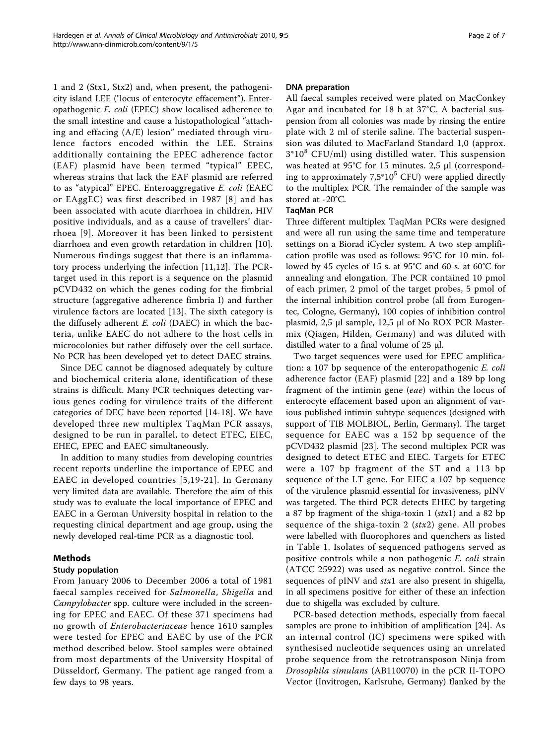1 and 2 (Stx1, Stx2) and, when present, the pathogenicity island LEE ("locus of enterocyte effacement"). Enteropathogenic *E. coli* (EPEC) show localised adherence to the small intestine and cause a histopathological "attaching and effacing (A/E) lesion" mediated through virulence factors encoded within the LEE. Strains additionally containing the EPEC adherence factor (EAF) plasmid have been termed "typical" EPEC, whereas strains that lack the EAF plasmid are referred to as "atypical" EPEC. Enteroaggregative *E. coli* (EAEC or EAggEC) was first described in 1987 [8] and has been associated with acute diarrhoea in children, HIV positive individuals, and as a cause of travellers' diarrhoea [9]. Moreover it has been linked to persistent diarrhoea and even growth retardation in children [10]. Numerous findings suggest that there is an inflammatory process underlying the infection [11,12]. The PCR-target used in this report is a sequence on the plasmid pCVD432 on which the genes coding for the fimbrial structure (aggregative adherence fimbria I) and further virulence factors are located [13]. The sixth category is the diffusely adherent *E. coli* (DAEC) in which the bacteria, unlike EAEC do not adhere to the host cells in microcolonies but rather diffusely over the cell surface. No PCR has been developed yet to detect DAEC strains.

Since DEC cannot be diagnosed adequately by culture and biochemical criteria alone, identification of these strains is difficult. Many PCR techniques detecting various genes coding for virulence traits of the different categories of DEC have been reported [14-18]. We have developed three new multiplex TaqMan PCR assays, designed to be run in parallel, to detect ETEC, EIEC, EHEC, EPEC and EAEC simultaneously.

In addition to many studies from developing countries recent reports underline the importance of EPEC and EAEC in developed countries [5,19-21]. In Germany very limited data are available. Therefore the aim of this study was to evaluate the local importance of EPEC and EAEC in a German University hospital in relation to the requesting clinical department and age group, using the newly developed real-time PCR as a diagnostic tool.

## Methods

### Study population

From January 2006 to December 2006 a total of 1981 faecal samples received for *Salmonella*, *Shigella* and *Campylobacter* spp. culture were included in the screening for EPEC and EAEC. Of these 371 specimens had no growth of *Enterobacteriaceae* hence 1610 samples were tested for EPEC and EAEC by use of the PCR method described below. Stool samples were obtained from most departments of the University Hospital of Düsseldorf, Germany. The patient age ranged from a few days to 98 years.

### DNA preparation

All faecal samples received were plated on MacConkey Agar and incubated for 18 h at 37°C. A bacterial suspension from all colonies was made by rinsing the entire plate with 2 ml of sterile saline. The bacterial suspension was diluted to MacFarland Standard 1,0 (approx. $3*10^8$ CFU/ml) using distilled water. This suspension was heated at 95°C for 15 minutes. 2,5 µl (corresponding to approximately $7{,}5*10^5$ CFU) were applied directly to the multiplex PCR. The remainder of the sample was stored at -20°C.

### TaqMan PCR

Three different multiplex TaqMan PCRs were designed and were all run using the same time and temperature settings on a Biorad iCycler system. A two step amplification profile was used as follows: 95°C for 10 min. followed by 45 cycles of 15 s. at 95°C and 60 s. at 60°C for annealing and elongation. The PCR contained 10 pmol of each primer, 2 pmol of the target probes, 5 pmol of the internal inhibition control probe (all from Eurogentec, Cologne, Germany), 100 copies of inhibition control plasmid, 2,5 µl sample, 12,5 µl of No ROX PCR Mastermix (Qiagen, Hilden, Germany) and was diluted with distilled water to a final volume of 25 µl.

Two target sequences were used for EPEC amplification: a 107 bp sequence of the enteropathogenic *E. coli* adherence factor (EAF) plasmid [22] and a 189 bp long fragment of the intimin gene (*eae*) within the locus of enterocyte effacement based upon an alignment of various published intimin subtype sequences (designed with support of TIB MOLBIOL, Berlin, Germany). The target sequence for EAEC was a 152 bp sequence of the pCVD432 plasmid [23]. The second multiplex PCR was designed to detect ETEC and EIEC. Targets for ETEC were a 107 bp fragment of the ST and a 113 bp sequence of the LT gene. For EIEC a 107 bp sequence of the virulence plasmid essential for invasiveness, pINV was targeted. The third PCR detects EHEC by targeting a 87 bp fragment of the shiga-toxin 1 (*stx*1) and a 82 bp sequence of the shiga-toxin 2 (*stx*2) gene. All probes were labelled with fluorophores and quenchers as listed in Table 1. Isolates of sequenced pathogens served as positive controls while a non pathogenic *E. coli* strain (ATCC 25922) was used as negative control. Since the sequences of pINV and *stx*1 are also present in shigella, in all specimens positive for either of these an infection due to shigella was excluded by culture.

PCR-based detection methods, especially from faecal samples are prone to inhibition of amplification [24]. As an internal control (IC) specimens were spiked with synthesised nucleotide sequences using an unrelated probe sequence from the retrotransposon Ninja from *Drosophila simulans* (AB110070) in the pCR II-TOPO Vector (Invitrogen, Karlsruhe, Germany) flanked by the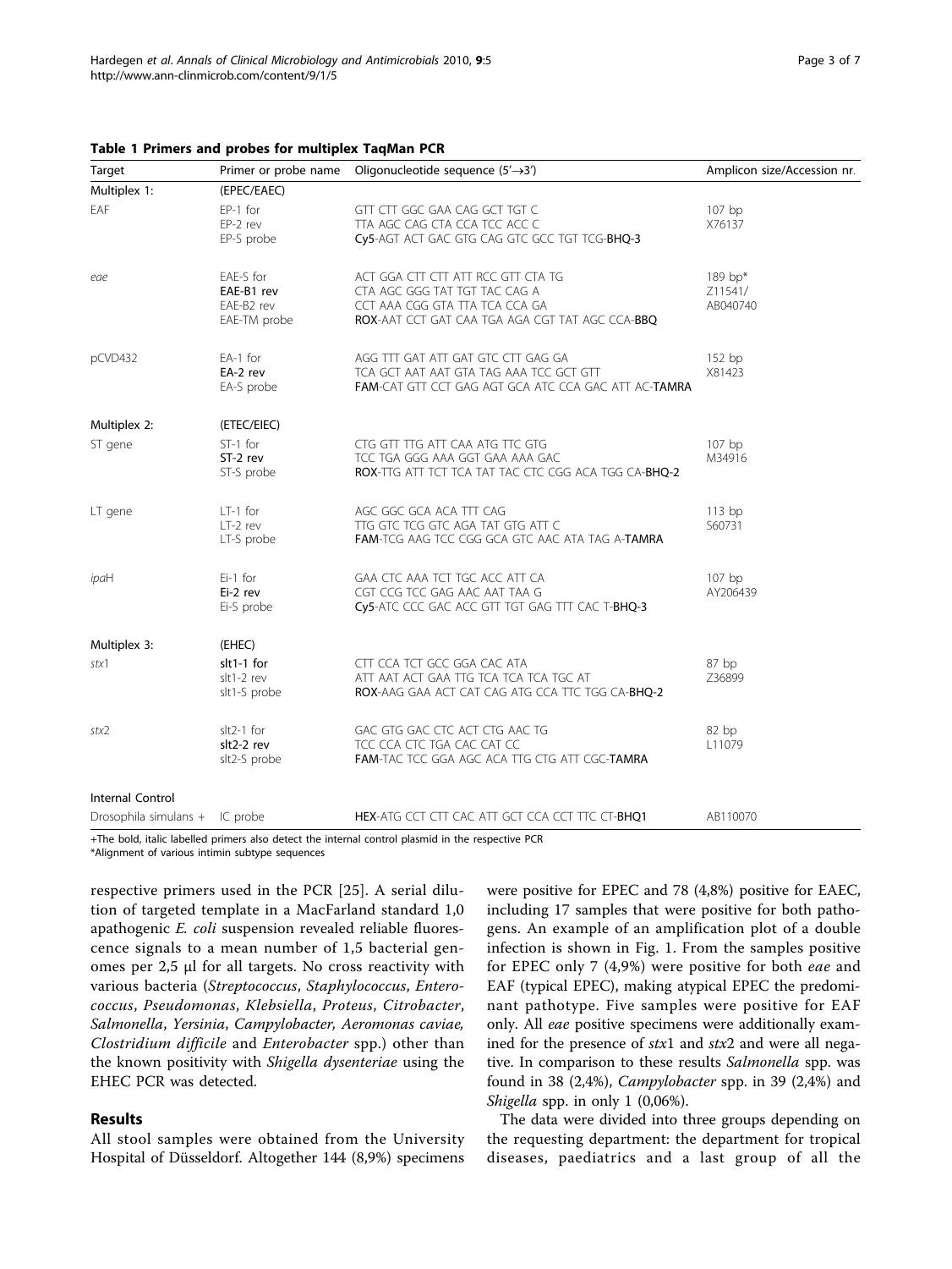**Table 1 Primers and probes for multiplex TaqMan PCR**

| Target | Primer or probe name | Oligonucleotide sequence (5'→3') | Amplicon size/Accession nr. |
|---|---|---|---|
| Multiplex 1: | (EPEC/EAEC) | | |
| EAF | EP-1 for<br>EP-2 rev<br>EP-S probe | GTT CTT GGC GAA CAG GCT TGT C<br>TTA AGC CAG CTA CCA TCC ACC C<br>**Cy5**-AGT ACT GAC GTG CAG GTC GCC TGT TCG-**BHQ-3** | 107 bp<br>X76137 |
| *eae* | EAE-S for<br>***EAE-B1 rev***<br>EAE-B2 rev<br>EAE-TM probe | ACT GGA CTT CTT ATT RCC GTT CTA TG<br>CTA AGC GGG TAT TGT TAC CAG A<br>CCT AAA CGG GTA TTA TCA CCA GA<br>**ROX**-AAT CCT GAT CAA TGA AGA CGT TAT AGC CCA-**BBQ** | 189 bp*<br>Z11541/<br>AB040740 |
| pCVD432 | EA-1 for<br>***EA-2 rev***<br>EA-S probe | AGG TTT GAT ATT GAT GTC CTT GAG GA<br>TCA GCT AAT AAT GTA TAG AAA TCC GCT GTT<br>**FAM**-CAT GTT CCT GAG AGT GCA ATC CCA GAC ATT AC-**TAMRA** | 152 bp<br>X81423 |
| Multiplex 2: | (ETEC/EIEC) | | |
| ST gene | ST-1 for<br>***ST-2 rev***<br>ST-S probe | CTG GTT TGG ATT CAA ATG TTC GTG<br>TCC TGA GGG AAA GGT GAA AAA GAC<br>**ROX**-TTG ATT TCT TCA TAT TAC CTC CGG ACA TGG CA-**BHQ-2** | 107 bp<br>M34916 |
| LT gene | LT-1 for<br>LT-2 rev<br>LT-S probe | AGC GGC GCA ACA TTT CAG<br>TTG GTC TCG GTC AGA TAT GTG ATT C<br>**FAM**-TCG AAG TCC GGG GCA GTC AAC ATA TAG A-**TAMRA** | 113 bp<br>S60731 |
| *ipa*H | Ei-1 for<br>***Ei-2 rev***<br>Ei-S probe | GAA CTC AAA TCT TGC ACC ATT CA<br>CGT CCG TCC GAG AAC AAT TAA G<br>**Cy5**-ATC CCC GAC ACC GTT TGT GAG TTT CAC T-**BHQ-3** | 107 bp<br>AY206439 |
| Multiplex 3: | (EHEC) | | |
| *stx*1 | ***slt1-1 for***<br>slt1-2 rev<br>slt1-S probe | CTT CCA TCT GCC GGA CAC ATA<br>ATT AAT ACT GAA TTG TCA TCA TCA TGC AT<br>**ROX**-AAG GAA ACT CAT CAG ATG CCA TTC TGG CA-**BHQ-2** | 87 bp<br>Z36899 |
| *stx*2 | slt2-1 for<br>***slt2-2 rev***<br>slt2-S probe | GAC GTG GAC CTC ACT CTG AAC TG<br>TCC CCA CTC TGA CAC CAT CC<br>**FAM**-TAC TCC GGA AGC ACA TTG CTG ATT CGC-**TAMRA** | 82 bp<br>L11079 |
| Internal Control | | | |
| Drosophila simulans + | IC probe | **HEX**-ATG CCT CTT CAC ATT GCT CCA CCT TTC CT-**BHQ1** | AB110070 |

+The bold, italic labelled primers also detect the internal control plasmid in the respective PCR

*Alignment of various intimin subtype sequences

respective primers used in the PCR [25]. A serial dilution of targeted template in a MacFarland standard 1,0 apathogenic *E. coli* suspension revealed reliable fluorescence signals to a mean number of 1,5 bacterial genomes per 2,5 µl for all targets. No cross reactivity with various bacteria (*Streptococcus*, *Staphylococcus*, *Enterococcus*, *Pseudomonas*, *Klebsiella*, *Proteus*, *Citrobacter*, *Salmonella*, *Yersinia*, *Campylobacter*, *Aeromonas caviae*, *Clostridium difficile* and *Enterobacter* spp.) other than the known positivity with *Shigella dysenteriae* using the EHEC PCR was detected.

## Results

All stool samples were obtained from the University Hospital of Düsseldorf. Altogether 144 (8,9%) specimens were positive for EPEC and 78 (4,8%) positive for EAEC, including 17 samples that were positive for both pathogens. An example of an amplification plot of a double infection is shown in Fig. 1. From the samples positive for EPEC only 7 (4,9%) were positive for both *eae* and EAF (typical EPEC), making atypical EPEC the predominant pathotype. Five samples were positive for EAF only. All *eae* positive specimens were additionally examined for the presence of *stx*1 and *stx*2 and were all negative. In comparison to these results *Salmonella* spp. was found in 38 (2,4%), *Campylobacter* spp. in 39 (2,4%) and *Shigella* spp. in only 1 (0,06%).

The data were divided into three groups depending on the requesting department: the department for tropical diseases, paediatrics and a last group of all the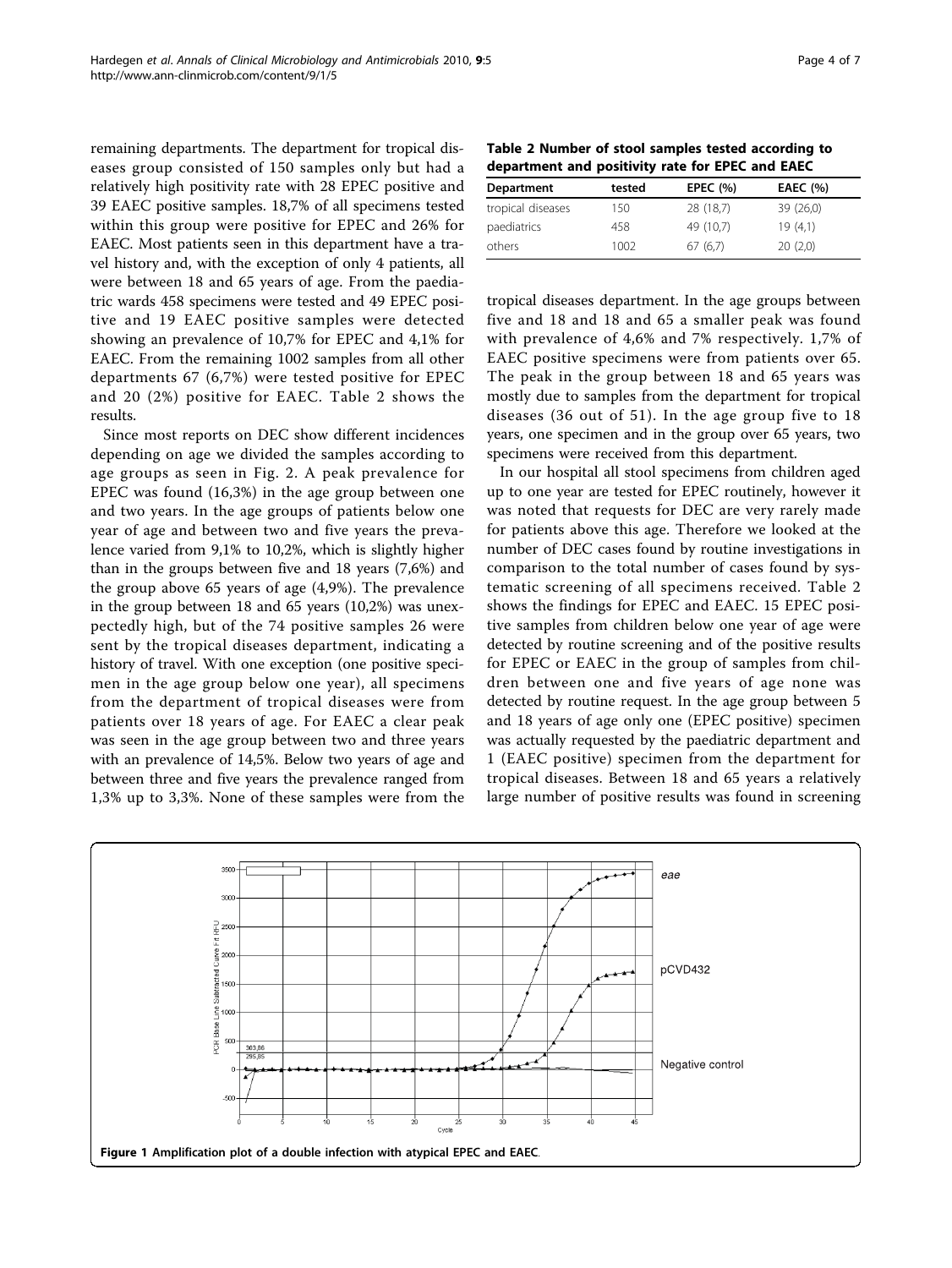remaining departments. The department for tropical diseases group consisted of 150 samples only but had a relatively high positivity rate with 28 EPEC positive and 39 EAEC positive samples. 18,7% of all specimens tested within this group were positive for EPEC and 26% for EAEC. Most patients seen in this department have a travel history and, with the exception of only 4 patients, all were between 18 and 65 years of age. From the paediatric wards 458 specimens were tested and 49 EPEC positive and 19 EAEC positive samples were detected showing an prevalence of 10,7% for EPEC and 4,1% for EAEC. From the remaining 1002 samples from all other departments 67 (6,7%) were tested positive for EPEC and 20 (2%) positive for EAEC. Table 2 shows the results.

Since most reports on DEC show different incidences depending on age we divided the samples according to age groups as seen in Fig. 2. A peak prevalence for EPEC was found (16,3%) in the age group between one and two years. In the age groups of patients below one year of age and between two and five years the prevalence varied from 9,1% to 10,2%, which is slightly higher than in the groups between five and 18 years (7,6%) and the group above 65 years of age (4,9%). The prevalence in the group between 18 and 65 years (10,2%) was unexpectedly high, but of the 74 positive samples 26 were sent by the tropical diseases department, indicating a history of travel. With one exception (one positive specimen in the age group below one year), all specimens from the department of tropical diseases were from patients over 18 years of age. For EAEC a clear peak was seen in the age group between two and three years with an prevalence of 14,5%. Below two years of age and between three and five years the prevalence ranged from 1,3% up to 3,3%. None of these samples were from the

**Table 2 Number of stool samples tested according to department and positivity rate for EPEC and EAEC**

| Department | tested | EPEC (%) | EAEC (%) |
|---|---|---|---|
| tropical diseases | 150 | 28 (18,7) | 39 (26,0) |
| paediatrics | 458 | 49 (10,7) | 19 (4,1) |
| others | 1002 | 67 (6,7) | 20 (2,0) |

tropical diseases department. In the age groups between five and 18 and 18 and 65 a smaller peak was found with prevalence of 4,6% and 7% respectively. 1,7% of EAEC positive specimens were from patients over 65. The peak in the group between 18 and 65 years was mostly due to samples from the department for tropical diseases (36 out of 51). In the age group five to 18 years, one specimen and in the group over 65 years, two specimens were received from this department.

In our hospital all stool specimens from children aged up to one year are tested for EPEC routinely, however it was noted that requests for DEC are very rarely made for patients above this age. Therefore we looked at the number of DEC cases found by routine investigations in comparison to the total number of cases found by systematic screening of all specimens received. Table 2 shows the findings for EPEC and EAEC. 15 EPEC positive samples from children below one year of age were detected by routine screening and of the positive results for EPEC or EAEC in the group of samples from children between one and five years of age none was detected by routine request. In the age group between 5 and 18 years of age only one (EPEC positive) specimen was actually requested by the paediatric department and 1 (EAEC positive) specimen from the department for tropical diseases. Between 18 and 65 years a relatively large number of positive results was found in screening

**Figure 1 Amplification plot of a double infection with atypical EPEC and EAEC.**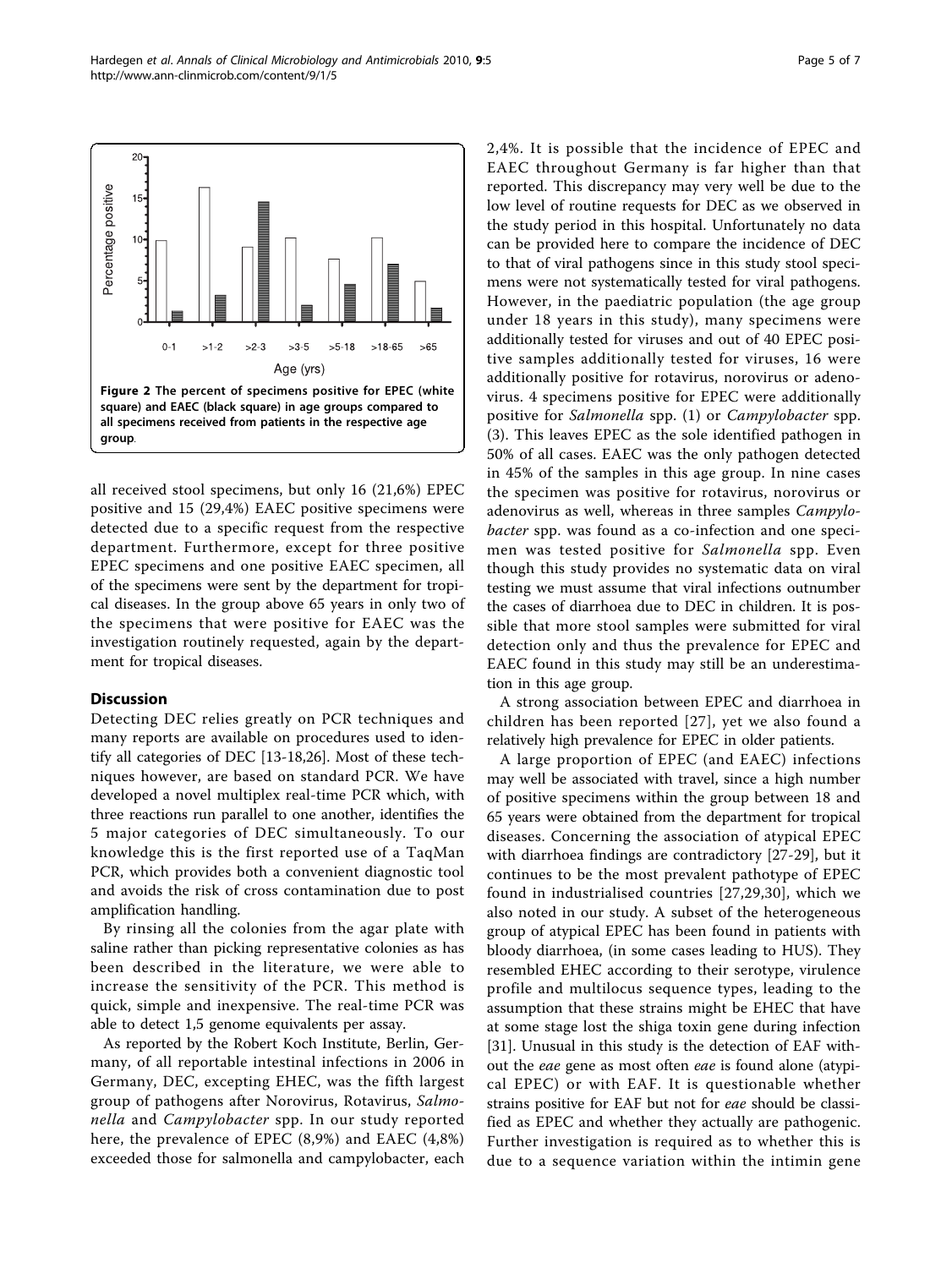Figure 2 The percent of specimens positive for EPEC (white square) and EAEC (black square) in age groups compared to all specimens received from patients in the respective age group.

all received stool specimens, but only 16 (21,6%) EPEC positive and 15 (29,4%) EAEC positive specimens were detected due to a specific request from the respective department. Furthermore, except for three positive EPEC specimens and one positive EAEC specimen, all of the specimens were sent by the department for tropical diseases. In the group above 65 years in only two of the specimens that were positive for EAEC was the investigation routinely requested, again by the department for tropical diseases.

## Discussion

Detecting DEC relies greatly on PCR techniques and many reports are available on procedures used to identify all categories of DEC [13-18,26]. Most of these techniques however, are based on standard PCR. We have developed a novel multiplex real-time PCR which, with three reactions run parallel to one another, identifies the 5 major categories of DEC simultaneously. To our knowledge this is the first reported use of a TaqMan PCR, which provides both a convenient diagnostic tool and avoids the risk of cross contamination due to post amplification handling.

By rinsing all the colonies from the agar plate with saline rather than picking representative colonies as has been described in the literature, we were able to increase the sensitivity of the PCR. This method is quick, simple and inexpensive. The real-time PCR was able to detect 1,5 genome equivalents per assay.

As reported by the Robert Koch Institute, Berlin, Germany, of all reportable intestinal infections in 2006 in Germany, DEC, excepting EHEC, was the fifth largest group of pathogens after Norovirus, Rotavirus, *Salmonella* and *Campylobacter* spp. In our study reported here, the prevalence of EPEC (8,9%) and EAEC (4,8%) exceeded those for salmonella and campylobacter, each 2,4%. It is possible that the incidence of EPEC and EAEC throughout Germany is far higher than that reported. This discrepancy may very well be due to the low level of routine requests for DEC as we observed in the study period in this hospital. Unfortunately no data can be provided here to compare the incidence of DEC to that of viral pathogens since in this study stool specimens were not systematically tested for viral pathogens. However, in the paediatric population (the age group under 18 years in this study), many specimens were additionally tested for viruses and out of 40 EPEC positive samples additionally tested for viruses, 16 were additionally positive for rotavirus, norovirus or adenovirus. 4 specimens positive for EPEC were additionally positive for *Salmonella* spp. (1) or *Campylobacter* spp. (3). This leaves EPEC as the sole identified pathogen in 50% of all cases. EAEC was the only pathogen detected in 45% of the samples in this age group. In nine cases the specimen was positive for rotavirus, norovirus or adenovirus as well, whereas in three samples *Campylobacter* spp. was found as a co-infection and one specimen was tested positive for *Salmonella* spp. Even though this study provides no systematic data on viral testing we must assume that viral infections outnumber the cases of diarrhoea due to DEC in children. It is possible that more stool samples were submitted for viral detection only and thus the prevalence for EPEC and EAEC found in this study may still be an underestimation in this age group.

A strong association between EPEC and diarrhoea in children has been reported [27], yet we also found a relatively high prevalence for EPEC in older patients.

A large proportion of EPEC (and EAEC) infections may well be associated with travel, since a high number of positive specimens within the group between 18 and 65 years were obtained from the department for tropical diseases. Concerning the association of atypical EPEC with diarrhoea findings are contradictory [27-29], but it continues to be the most prevalent pathotype of EPEC found in industrialised countries [27,29,30], which we also noted in our study. A subset of the heterogeneous group of atypical EPEC has been found in patients with bloody diarrhoea, (in some cases leading to HUS). They resembled EHEC according to their serotype, virulence profile and multilocus sequence types, leading to the assumption that these strains might be EHEC that have at some stage lost the shiga toxin gene during infection [31]. Unusual in this study is the detection of EAF without the *eae* gene as most often *eae* is found alone (atypical EPEC) or with EAF. It is questionable whether strains positive for EAF but not for *eae* should be classified as EPEC and whether they actually are pathogenic. Further investigation is required as to whether this is due to a sequence variation within the intimin gene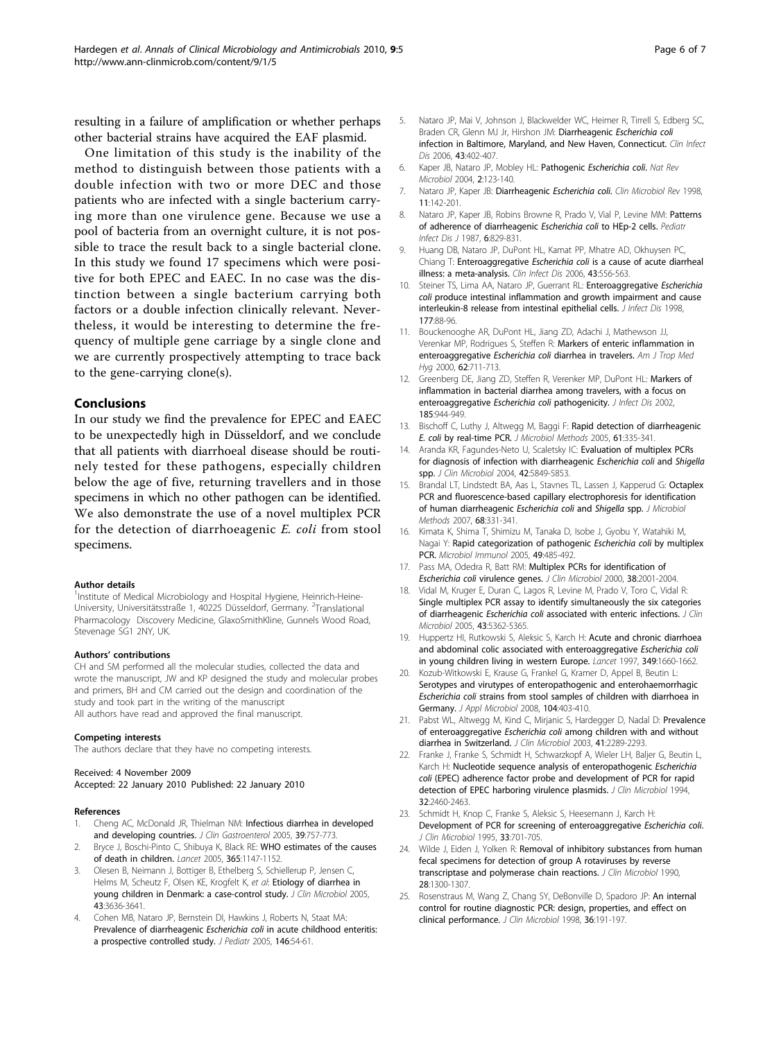resulting in a failure of amplification or whether perhaps other bacterial strains have acquired the EAF plasmid.

One limitation of this study is the inability of the method to distinguish between those patients with a double infection with two or more DEC and those patients who are infected with a single bacterium carrying more than one virulence gene. Because we use a pool of bacteria from an overnight culture, it is not possible to trace the result back to a single bacterial clone. In this study we found 17 specimens which were positive for both EPEC and EAEC. In no case was the distinction between a single bacterium carrying both factors or a double infection clinically relevant. Nevertheless, it would be interesting to determine the frequency of multiple gene carriage by a single clone and we are currently prospectively attempting to trace back to the gene-carrying clone(s).

## Conclusions

In our study we find the prevalence for EPEC and EAEC to be unexpectedly high in Düsseldorf, and we conclude that all patients with diarrhoeal disease should be routinely tested for these pathogens, especially children below the age of five, returning travellers and in those specimens in which no other pathogen can be identified. We also demonstrate the use of a novel multiplex PCR for the detection of diarrhoeagenic *E. coli* from stool specimens.

#### Author details

[1]Institute of Medical Microbiology and Hospital Hygiene, Heinrich-Heine-University, Universitätsstraße 1, 40225 Düsseldorf, Germany. [2]Translational Pharmacology Discovery Medicine, GlaxoSmithKline, Gunnels Wood Road, Stevenage SG1 2NY, UK.

#### Authors' contributions

CH and SM performed all the molecular studies, collected the data and wrote the manuscript, JW and KP designed the study and molecular probes and primers, BH and CM carried out the design and coordination of the study and took part in the writing of the manuscript
All authors have read and approved the final manuscript.

#### Competing interests

The authors declare that they have no competing interests.

Received: 4 November 2009
Accepted: 22 January 2010 Published: 22 January 2010

#### References

1. Cheng AC, McDonald JR, Thielman NM: **Infectious diarrhea in developed and developing countries.** *J Clin Gastroenterol* 2005, **39**:757-773.
2. Bryce J, Boschi-Pinto C, Shibuya K, Black RE: **WHO estimates of the causes of death in children.** *Lancet* 2005, **365**:1147-1152.
3. Olesen B, Neimann J, Bottiger B, Ethelberg S, Schiellerup P, Jensen C, Helms M, Scheutz F, Olsen KE, Krogfelt K, *et al*: **Etiology of diarrhea in young children in Denmark: a case-control study.** *J Clin Microbiol* 2005, **43**:3636-3641.
4. Cohen MB, Nataro JP, Bernstein DI, Hawkins J, Roberts N, Staat MA: **Prevalence of diarrheagenic *Escherichia coli* in acute childhood enteritis: a prospective controlled study.** *J Pediatr* 2005, **146**:54-61.
5. Nataro JP, Mai V, Johnson J, Blackwelder WC, Heimer R, Tirrell S, Edberg SC, Braden CR, Glenn MJ Jr, Hirshon JM: **Diarrheagenic *Escherichia coli* infection in Baltimore, Maryland, and New Haven, Connecticut.** *Clin Infect Dis* 2006, **43**:402-407.
6. Kaper JB, Nataro JP, Mobley HL: **Pathogenic *Escherichia coli*.** *Nat Rev Microbiol* 2004, **2**:123-140.
7. Nataro JP, Kaper JB: **Diarrheagenic *Escherichia coli*.** *Clin Microbiol Rev* 1998, **11**:142-201.
8. Nataro JP, Kaper JB, Robins Browne R, Prado V, Vial P, Levine MM: **Patterns of adherence of diarrheagenic *Escherichia coli* to HEp-2 cells.** *Pediatr Infect Dis J* 1987, **6**:829-831.
9. Huang DB, Nataro JP, DuPont HL, Kamat PP, Mhatre AD, Okhuysen PC, Chiang T: **Enteroaggregative *Escherichia coli* is a cause of acute diarrheal illness: a meta-analysis.** *Clin Infect Dis* 2006, **43**:556-563.
10. Steiner TS, Lima AA, Nataro JP, Guerrant RL: **Enteroaggregative *Escherichia coli* produce intestinal inflammation and growth impairment and cause interleukin-8 release from intestinal epithelial cells.** *J Infect Dis* 1998, **177**:88-96.
11. Bouckenooghe AR, DuPont HL, Jiang ZD, Adachi J, Mathewson JJ, Verenkar MP, Rodrigues S, Steffen R: **Markers of enteric inflammation in enteroaggregative *Escherichia coli* diarrhea in travelers.** *Am J Trop Med Hyg* 2000, **62**:711-713.
12. Greenberg DE, Jiang ZD, Steffen R, Verenker MP, DuPont HL: **Markers of inflammation in bacterial diarrhea among travelers, with a focus on enteroaggregative *Escherichia coli* pathogenicity.** *J Infect Dis* 2002, **185**:944-949.
13. Bischoff C, Luthy J, Altwegg M, Baggi F: **Rapid detection of diarrheagenic *E. coli* by real-time PCR.** *J Microbiol Methods* 2005, **61**:335-341.
14. Aranda KR, Fagundes-Neto U, Scaletsky IC: **Evaluation of multiplex PCRs for diagnosis of infection with diarrheagenic *Escherichia coli* and *Shigella* spp.** *J Clin Microbiol* 2004, **42**:5849-5853.
15. Brandal LT, Lindstedt BA, Aas L, Stavnes TL, Lassen J, Kapperud G: **Octaplex PCR and fluorescence-based capillary electrophoresis for identification of human diarrheagenic *Escherichia coli* and *Shigella* spp.** *J Microbiol Methods* 2007, **68**:331-341.
16. Kimata K, Shima T, Shimizu M, Tanaka D, Isobe J, Gyobu Y, Watahiki M, Nagai Y: **Rapid categorization of pathogenic *Escherichia coli* by multiplex PCR.** *Microbiol Immunol* 2005, **49**:485-492.
17. Pass MA, Odedra R, Batt RM: **Multiplex PCRs for identification of *Escherichia coli* virulence genes.** *J Clin Microbiol* 2000, **38**:2001-2004.
18. Vidal M, Kruger E, Duran C, Lagos R, Levine M, Prado V, Toro C, Vidal R: **Single multiplex PCR assay to identify simultaneously the six categories of diarrheagenic *Escherichia coli* associated with enteric infections.** *J Clin Microbiol* 2005, **43**:5362-5365.
19. Huppertz HI, Rutkowski S, Aleksic S, Karch H: **Acute and chronic diarrhoea and abdominal colic associated with enteroaggregative *Escherichia coli* in young children living in western Europe.** *Lancet* 1997, **349**:1660-1662.
20. Kozub-Witkowski E, Krause G, Frankel G, Kramer D, Appel B, Beutin L: **Serotypes and virutypes of enteropathogenic and enterohaemorrhagic *Escherichia coli* strains from stool samples of children with diarrhoea in Germany.** *J Appl Microbiol* 2008, **104**:403-410.
21. Pabst WL, Altwegg M, Kind C, Mirjanic S, Hardegger D, Nadal D: **Prevalence of enteroaggregative *Escherichia coli* among children with and without diarrhea in Switzerland.** *J Clin Microbiol* 2003, **41**:2289-2293.
22. Franke J, Franke S, Schmidt H, Schwarzkopf A, Wieler LH, Baljer G, Beutin L, Karch H: **Nucleotide sequence analysis of enteropathogenic *Escherichia coli* (EPEC) adherence factor probe and development of PCR for rapid detection of EPEC harboring virulence plasmids.** *J Clin Microbiol* 1994, **32**:2460-2463.
23. Schmidt H, Knop C, Franke S, Aleksic S, Heesemann J, Karch H: **Development of PCR for screening of enteroaggregative *Escherichia coli*.** *J Clin Microbiol* 1995, **33**:701-705.
24. Wilde J, Eiden J, Yolken R: **Removal of inhibitory substances from human fecal specimens for detection of group A rotaviruses by reverse transcriptase and polymerase chain reactions.** *J Clin Microbiol* 1990, **28**:1300-1307.
25. Rosenstraus M, Wang Z, Chang SY, DeBonville D, Spadoro JP: **An internal control for routine diagnostic PCR: design, properties, and effect on clinical performance.** *J Clin Microbiol* 1998, **36**:191-197.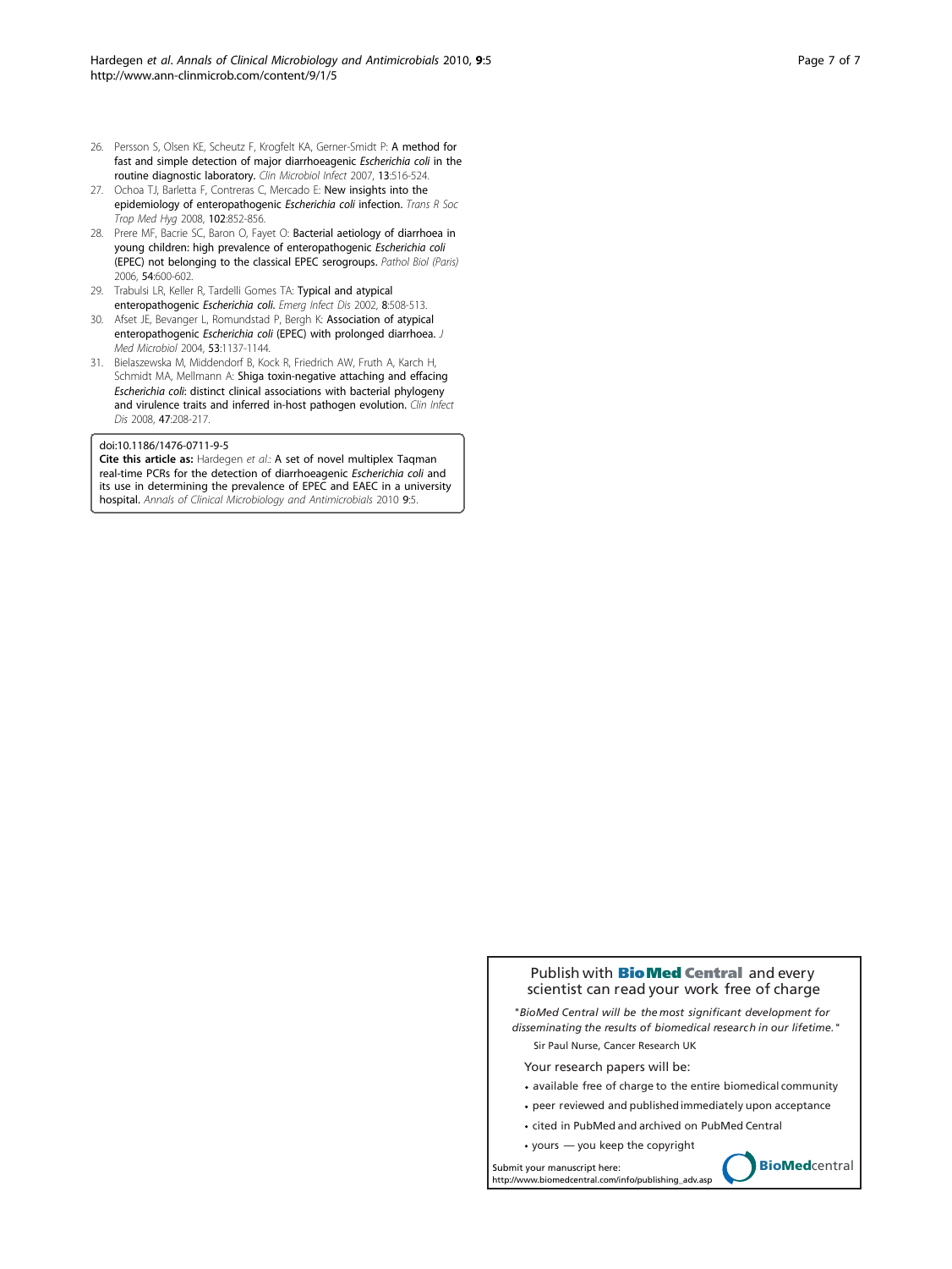26. Persson S, Olsen KE, Scheutz F, Krogfelt KA, Gerner-Smidt P: **A method for fast and simple detection of major diarrhoeagenic *Escherichia coli* in the routine diagnostic laboratory.** *Clin Microbiol Infect* 2007, **13**:516-524.
27. Ochoa TJ, Barletta F, Contreras C, Mercado E: **New insights into the epidemiology of enteropathogenic *Escherichia coli* infection.** *Trans R Soc Trop Med Hyg* 2008, **102**:852-856.
28. Prere MF, Bacrie SC, Baron O, Fayet O: **Bacterial aetiology of diarrhoea in young children: high prevalence of enteropathogenic *Escherichia coli* (EPEC) not belonging to the classical EPEC serogroups.** *Pathol Biol (Paris)* 2006, **54**:600-602.
29. Trabulsi LR, Keller R, Tardelli Gomes TA: **Typical and atypical enteropathogenic *Escherichia coli*.** *Emerg Infect Dis* 2002, **8**:508-513.
30. Afset JE, Bevanger L, Romundstad P, Bergh K: **Association of atypical enteropathogenic *Escherichia coli* (EPEC) with prolonged diarrhoea.** *J Med Microbiol* 2004, **53**:1137-1144.
31. Bielaszewska M, Middendorf B, Kock R, Friedrich AW, Fruth A, Karch H, Schmidt MA, Mellmann A: **Shiga toxin-negative attaching and effacing *Escherichia coli*: distinct clinical associations with bacterial phylogeny and virulence traits and inferred in-host pathogen evolution.** *Clin Infect Dis* 2008, **47**:208-217.

doi:10.1186/1476-0711-9-5

**Cite this article as:** Hardegen *et al.*: **A set of novel multiplex Taqman real-time PCRs for the detection of diarrhoeagenic *Escherichia coli* and its use in determining the prevalence of EPEC and EAEC in a university hospital.** *Annals of Clinical Microbiology and Antimicrobials* 2010 **9**:5.

Publish with **BioMed Central** and every scientist can read your work free of charge

*"BioMed Central will be the most significant development for disseminating the results of biomedical research in our lifetime."*

Sir Paul Nurse, Cancer Research UK

Your research papers will be:

- available free of charge to the entire biomedical community
- peer reviewed and published immediately upon acceptance
- cited in PubMed and archived on PubMed Central
- yours — you keep the copyright

Submit your manuscript here:
http://www.biomedcentral.com/info/publishing_adv.asp

**BioMed**central